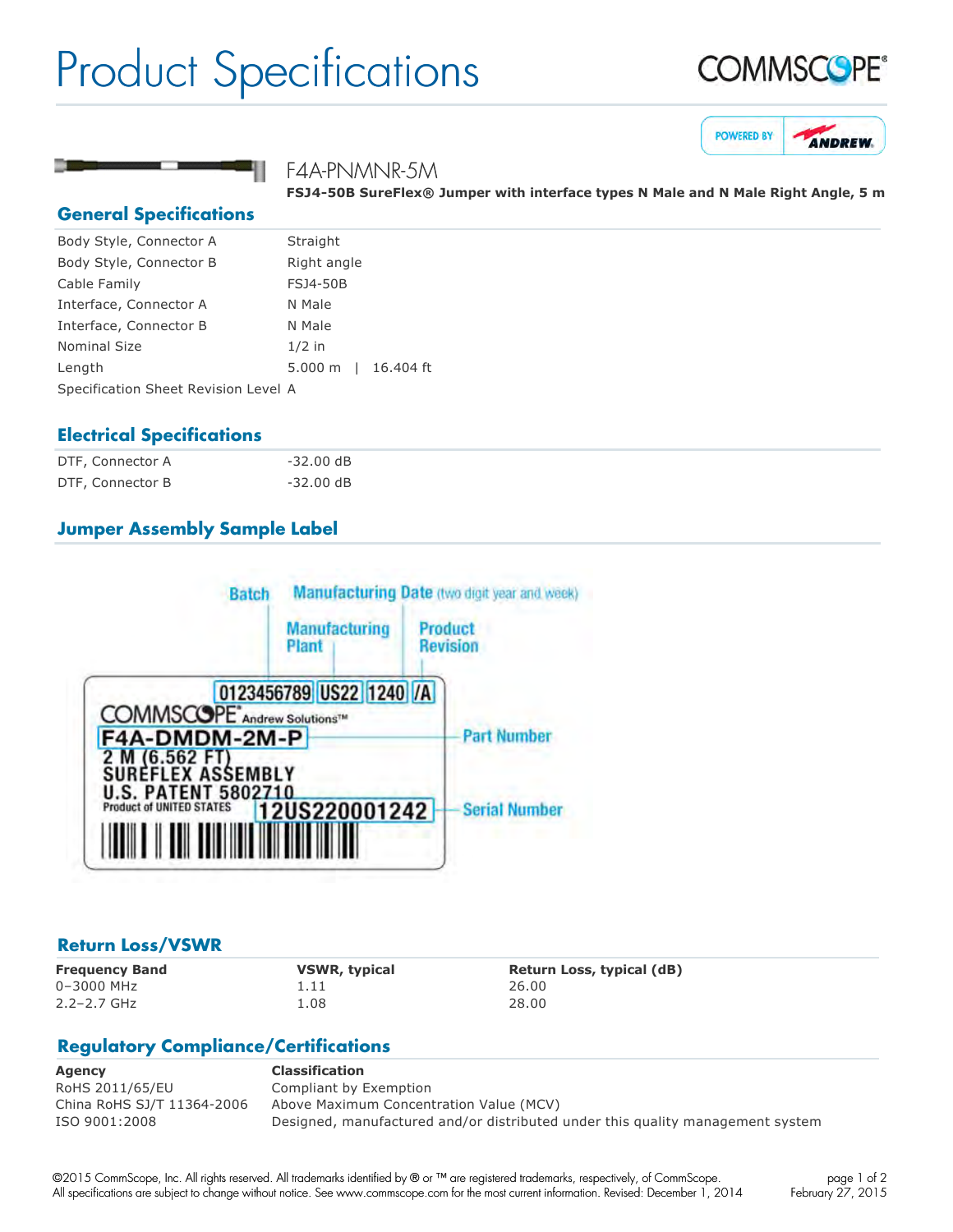# Product Specifications

F4A-PNMNR-5M

**FSJ4-50B SureFlex® Jumper with interface types N Male and N Male Right Angle, 5 m**

## General Specifications

| | |
|---|---|
| Body Style, Connector A | Straight |
| Body Style, Connector B | Right angle |
| Cable Family | FSJ4-50B |
| Interface, Connector A | N Male |
| Interface, Connector B | N Male |
| Nominal Size | 1/2 in |
| Length | 5.000 m \| 16.404 ft |
| Specification Sheet Revision Level | A |

## Electrical Specifications

| | |
|---|---|
| DTF, Connector A | -32.00 dB |
| DTF, Connector B | -32.00 dB |

## Jumper Assembly Sample Label

Batch
Manufacturing Date (two digit year and week)
Manufacturing Plant
Product Revision
0123456789 US22 1240 /A
COMMSCOPE® Andrew Solutions™
F4A-DMDM-2M-P
Part Number
2 M (6.562 FT)
SUREFLEX ASSEMBLY
U.S. PATENT 5802710
Product of UNITED STATES
12US220001242
Serial Number

## Return Loss/VSWR

| Frequency Band | VSWR, typical | Return Loss, typical (dB) |
|---|---|---|
| 0–3000 MHz | 1.11 | 26.00 |
| 2.2–2.7 GHz | 1.08 | 28.00 |

## Regulatory Compliance/Certifications

| Agency | Classification |
|---|---|
| RoHS 2011/65/EU | Compliant by Exemption |
| China RoHS SJ/T 11364-2006 | Above Maximum Concentration Value (MCV) |
| ISO 9001:2008 | Designed, manufactured and/or distributed under this quality management system |

©2015 CommScope, Inc. All rights reserved. All trademarks identified by ® or ™ are registered trademarks, respectively, of CommScope. All specifications are subject to change without notice. See www.commscope.com for the most current information. Revised: December 1, 2014

February 27, 2015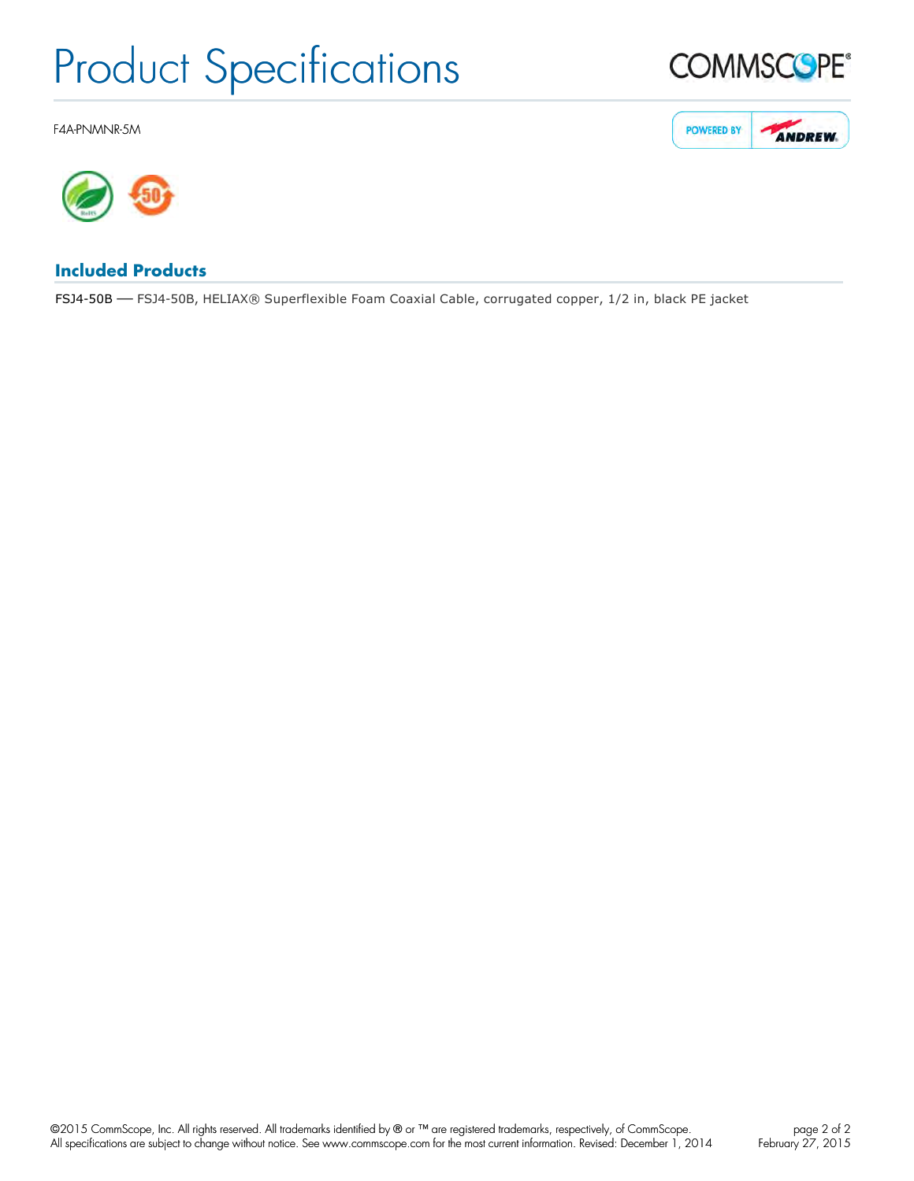# Product Specifications

F4A-PNMNR-5M

## Included Products

FSJ4-50B — FSJ4-50B, HELIAX® Superflexible Foam Coaxial Cable, corrugated copper, 1/2 in, black PE jacket

©2015 CommScope, Inc. All rights reserved. All trademarks identified by ® or ™ are registered trademarks, respectively, of CommScope.
All specifications are subject to change without notice. See www.commscope.com for the most current information. Revised: December 1, 2014

February 27, 2015